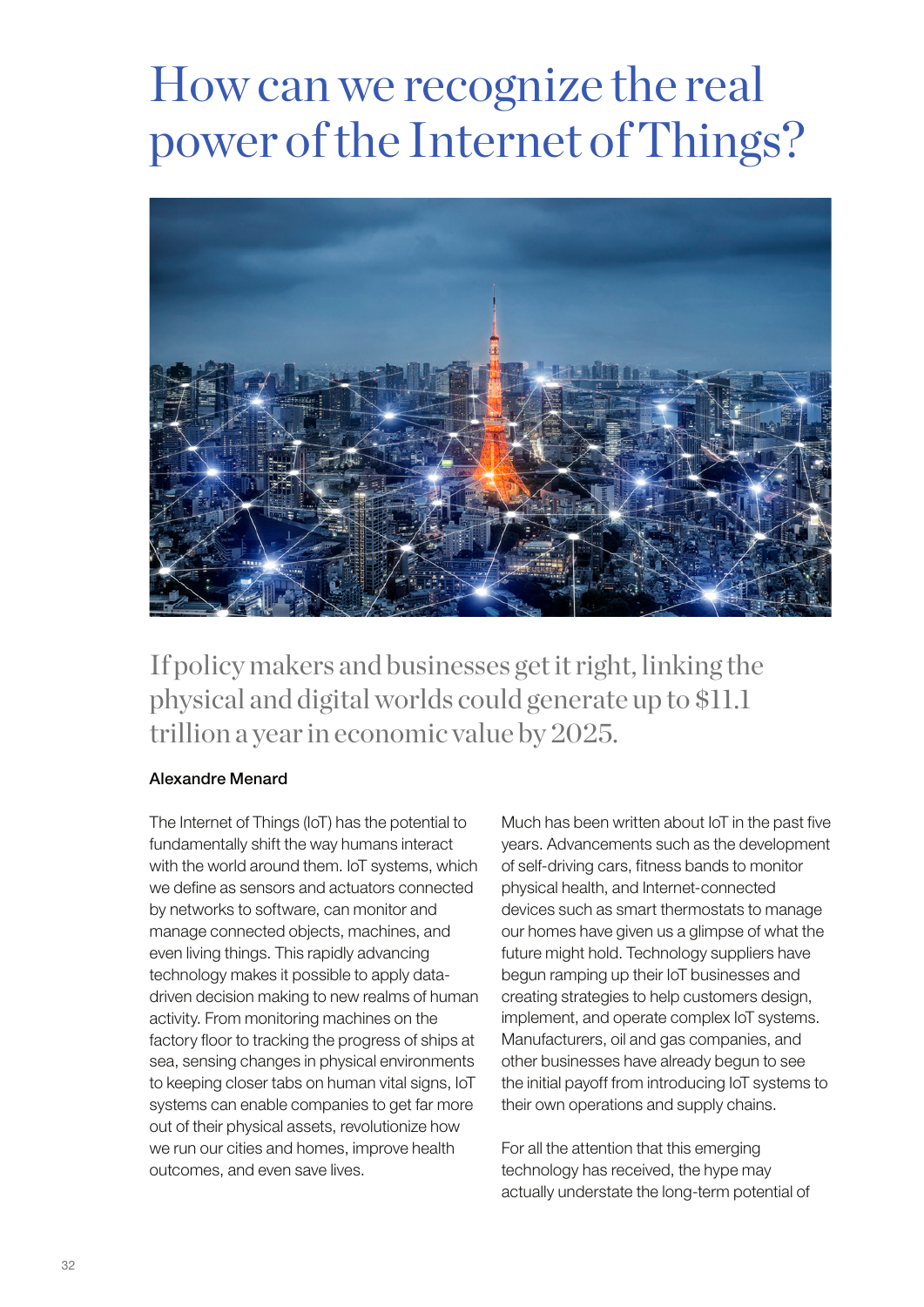# How can we recognize the real power of the Internet of Things?

## If policy makers and businesses get it right, linking the physical and digital worlds could generate up to $11.1 trillion a year in economic value by 2025.

**Alexandre Menard**

The Internet of Things (IoT) has the potential to fundamentally shift the way humans interact with the world around them. IoT systems, which we define as sensors and actuators connected by networks to software, can monitor and manage connected objects, machines, and even living things. This rapidly advancing technology makes it possible to apply data-driven decision making to new realms of human activity. From monitoring machines on the factory floor to tracking the progress of ships at sea, sensing changes in physical environments to keeping closer tabs on human vital signs, IoT systems can enable companies to get far more out of their physical assets, revolutionize how we run our cities and homes, improve health outcomes, and even save lives.

Much has been written about IoT in the past five years. Advancements such as the development of self-driving cars, fitness bands to monitor physical health, and Internet-connected devices such as smart thermostats to manage our homes have given us a glimpse of what the future might hold. Technology suppliers have begun ramping up their IoT businesses and creating strategies to help customers design, implement, and operate complex IoT systems. Manufacturers, oil and gas companies, and other businesses have already begun to see the initial payoff from introducing IoT systems to their own operations and supply chains.

For all the attention that this emerging technology has received, the hype may actually understate the long-term potential of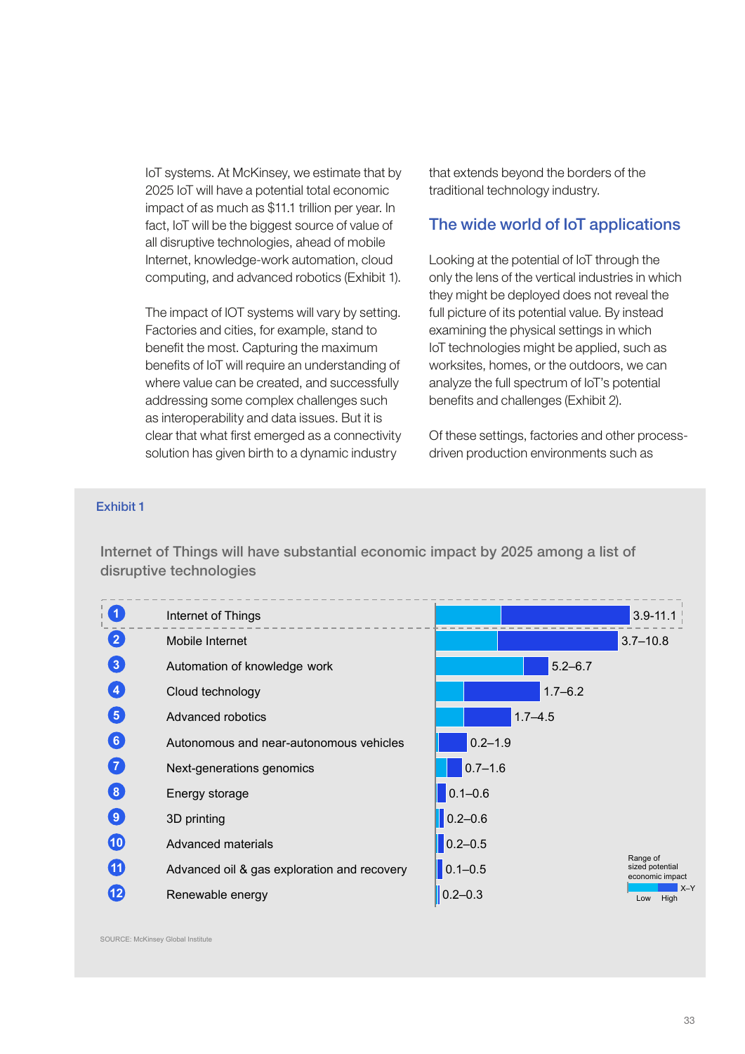IoT systems. At McKinsey, we estimate that by 2025 IoT will have a potential total economic impact of as much as $11.1 trillion per year. In fact, IoT will be the biggest source of value of all disruptive technologies, ahead of mobile Internet, knowledge-work automation, cloud computing, and advanced robotics (Exhibit 1).

The impact of IOT systems will vary by setting. Factories and cities, for example, stand to benefit the most. Capturing the maximum benefits of IoT will require an understanding of where value can be created, and successfully addressing some complex challenges such as interoperability and data issues. But it is clear that what first emerged as a connectivity solution has given birth to a dynamic industry that extends beyond the borders of the traditional technology industry.

## The wide world of IoT applications

Looking at the potential of IoT through the only the lens of the vertical industries in which they might be deployed does not reveal the full picture of its potential value. By instead examining the physical settings in which IoT technologies might be applied, such as worksites, homes, or the outdoors, we can analyze the full spectrum of IoT's potential benefits and challenges (Exhibit 2).

Of these settings, factories and other process-driven production environments such as

**Exhibit 1**

**Internet of Things will have substantial economic impact by 2025 among a list of disruptive technologies**

| # | Technology | Range of sized potential economic impact (Low–High) |
|---|---|---|
| 1 | Internet of Things | 3.9-11.1 |
| 2 | Mobile Internet | 3.7–10.8 |
| 3 | Automation of knowledge work | 5.2–6.7 |
| 4 | Cloud technology | 1.7–6.2 |
| 5 | Advanced robotics | 1.7–4.5 |
| 6 | Autonomous and near-autonomous vehicles | 0.2–1.9 |
| 7 | Next-generations genomics | 0.7–1.6 |
| 8 | Energy storage | 0.1–0.6 |
| 9 | 3D printing | 0.2–0.6 |
| 10 | Advanced materials | 0.2–0.5 |
| 11 | Advanced oil & gas exploration and recovery | 0.1–0.5 |
| 12 | Renewable energy | 0.2–0.3 |

SOURCE: McKinsey Global Institute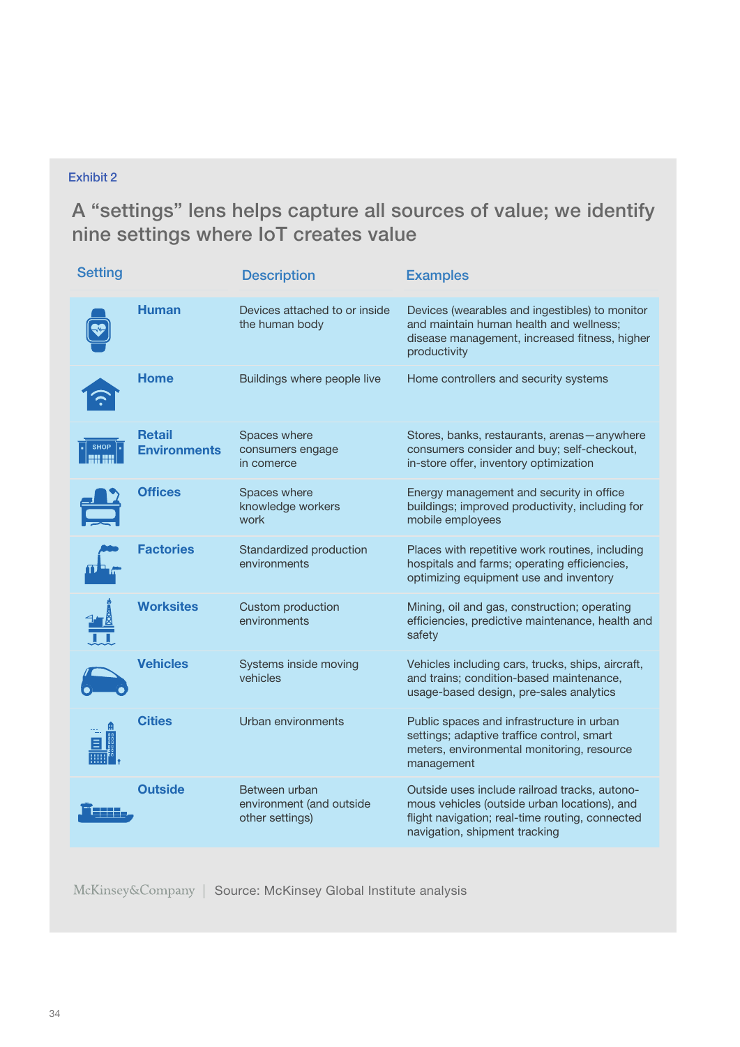Exhibit 2

## A "settings" lens helps capture all sources of value; we identify nine settings where IoT creates value

| Setting | Description | Examples |
|---|---|---|
| **Human** | Devices attached to or inside the human body | Devices (wearables and ingestibles) to monitor and maintain human health and wellness; disease management, increased fitness, higher productivity |
| **Home** | Buildings where people live | Home controllers and security systems |
| **Retail Environments** | Spaces where consumers engage in comerce | Stores, banks, restaurants, arenas—anywhere consumers consider and buy; self-checkout, in-store offer, inventory optimization |
| **Offices** | Spaces where knowledge workers work | Energy management and security in office buildings; improved productivity, including for mobile employees |
| **Factories** | Standardized production environments | Places with repetitive work routines, including hospitals and farms; operating efficiencies, optimizing equipment use and inventory |
| **Worksites** | Custom production environments | Mining, oil and gas, construction; operating efficiencies, predictive maintenance, health and safety |
| **Vehicles** | Systems inside moving vehicles | Vehicles including cars, trucks, ships, aircraft, and trains; condition-based maintenance, usage-based design, pre-sales analytics |
| **Cities** | Urban environments | Public spaces and infrastructure in urban settings; adaptive traffice control, smart meters, environmental monitoring, resource management |
| **Outside** | Between urban environment (and outside other settings) | Outside uses include railroad tracks, autonomous vehicles (outside urban locations), and flight navigation; real-time routing, connected navigation, shipment tracking |

McKinsey&Company | Source: McKinsey Global Institute analysis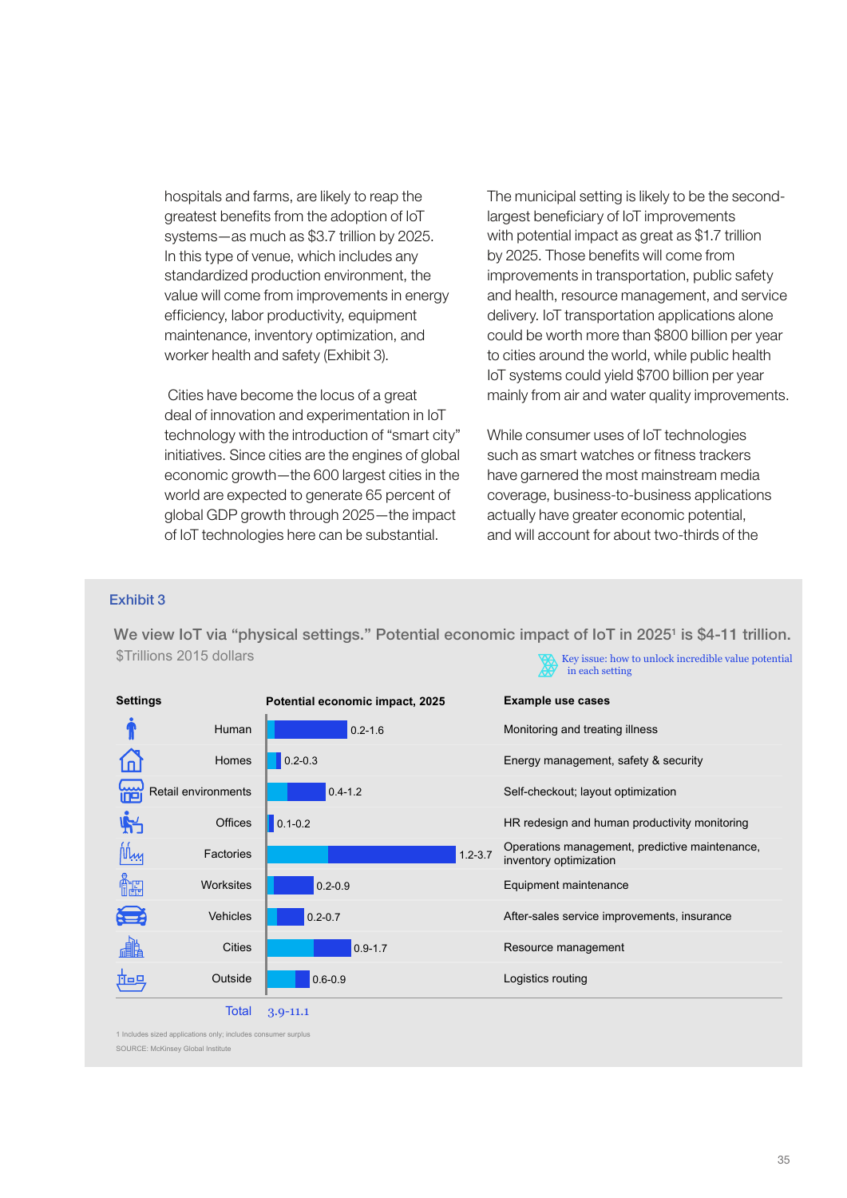hospitals and farms, are likely to reap the greatest benefits from the adoption of IoT systems—as much as $3.7 trillion by 2025. In this type of venue, which includes any standardized production environment, the value will come from improvements in energy efficiency, labor productivity, equipment maintenance, inventory optimization, and worker health and safety (Exhibit 3).

Cities have become the locus of a great deal of innovation and experimentation in IoT technology with the introduction of "smart city" initiatives. Since cities are the engines of global economic growth—the 600 largest cities in the world are expected to generate 65 percent of global GDP growth through 2025—the impact of IoT technologies here can be substantial.

The municipal setting is likely to be the second-largest beneficiary of IoT improvements with potential impact as great as $1.7 trillion by 2025. Those benefits will come from improvements in transportation, public safety and health, resource management, and service delivery. IoT transportation applications alone could be worth more than $800 billion per year to cities around the world, while public health IoT systems could yield $700 billion per year mainly from air and water quality improvements.

While consumer uses of IoT technologies such as smart watches or fitness trackers have garnered the most mainstream media coverage, business-to-business applications actually have greater economic potential, and will account for about two-thirds of the

**Exhibit 3**

**We view IoT via "physical settings." Potential economic impact of IoT in 2025[1] is $4-11 trillion.**

$Trillions 2015 dollars

Key issue: how to unlock incredible value potential in each setting

| Settings | Potential economic impact, 2025 | Example use cases |
|---|---|---|
| Human | 0.2-1.6 | Monitoring and treating illness |
| Homes | 0.2-0.3 | Energy management, safety & security |
| Retail environments | 0.4-1.2 | Self-checkout; layout optimization |
| Offices | 0.1-0.2 | HR redesign and human productivity monitoring |
| Factories | 1.2-3.7 | Operations management, predictive maintenance, inventory optimization |
| Worksites | 0.2-0.9 | Equipment maintenance |
| Vehicles | 0.2-0.7 | After-sales service improvements, insurance |
| Cities | 0.9-1.7 | Resource management |
| Outside | 0.6-0.9 | Logistics routing |
| Total | 3.9-11.1 | |

1 Includes sized applications only; includes consumer surplus

SOURCE: McKinsey Global Institute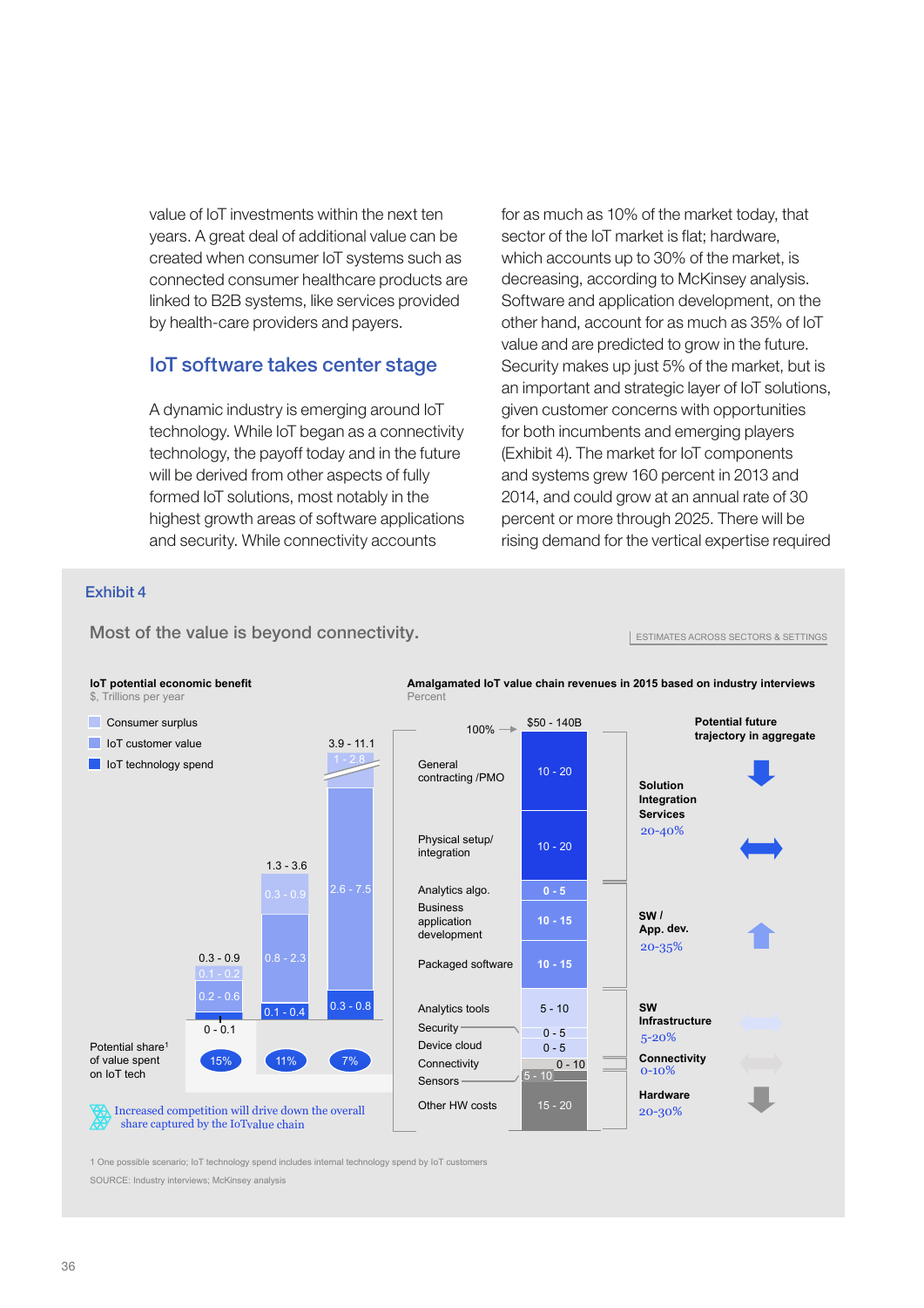value of IoT investments within the next ten years. A great deal of additional value can be created when consumer IoT systems such as connected consumer healthcare products are linked to B2B systems, like services provided by health-care providers and payers.

## IoT software takes center stage

A dynamic industry is emerging around IoT technology. While IoT began as a connectivity technology, the payoff today and in the future will be derived from other aspects of fully formed IoT solutions, most notably in the highest growth areas of software applications and security. While connectivity accounts for as much as 10% of the market today, that sector of the IoT market is flat; hardware, which accounts up to 30% of the market, is decreasing, according to McKinsey analysis. Software and application development, on the other hand, account for as much as 35% of IoT value and are predicted to grow in the future. Security makes up just 5% of the market, but is an important and strategic layer of IoT solutions, given customer concerns with opportunities for both incumbents and emerging players (Exhibit 4). The market for IoT components and systems grew 160 percent in 2013 and 2014, and could grow at an annual rate of 30 percent or more through 2025. There will be rising demand for the vertical expertise required

### Exhibit 4

**Most of the value is beyond connectivity.**

ESTIMATES ACROSS SECTORS & SETTINGS

**IoT potential economic benefit**
$, Trillions per year

| | Bar 1 | Bar 2 | Bar 3 |
|---|---|---|---|
| Total | 0.3 - 0.9 | 1.3 - 3.6 | 3.9 - 11.1 |
| Consumer surplus | 0.1 - 0.2 | 0.3 - 0.9 | 1 - 2.8 |
| IoT customer value | 0.2 - 0.6 | 0.8 - 2.3 | 2.6 - 7.5 |
| IoT technology spend | 0 - 0.1 | 0.1 - 0.4 | 0.3 - 0.8 |
| Potential share[1] of value spent on IoT tech | 15% | 11% | 7% |

Increased competition will drive down the overall share captured by the IoTvalue chain

**Amalgamated IoT value chain revenues in 2015 based on industry interviews**
Percent

100% → $50 - 140B

| Component | Percent | Group | Group share | Potential future trajectory in aggregate |
|---|---|---|---|---|
| General contracting /PMO | 10 - 20 | Solution Integration Services | 20-40% | Decreasing (↓) |
| Physical setup/ integration | 10 - 20 | | | Flat (↔) |
| Analytics algo. | 0 - 5 | SW / App. dev. | 20-35% | Increasing (↑) |
| Business application development | 10 - 15 | | | |
| Packaged software | 10 - 15 | | | |
| Analytics tools | 5 - 10 | SW Infrastructure | 5-20% | Increasing |
| Security | 0 - 5 | | | |
| Device cloud | 0 - 5 | | | |
| Connectivity | 0 - 10 | Connectivity | 0-10% | Flat (↔) |
| Sensors | 5 - 10 | Hardware | 20-30% | Decreasing (↓) |
| Other HW costs | 15 - 20 | | | |

1 One possible scenario; IoT technology spend includes internal technology spend by IoT customers

SOURCE: Industry interviews; McKinsey analysis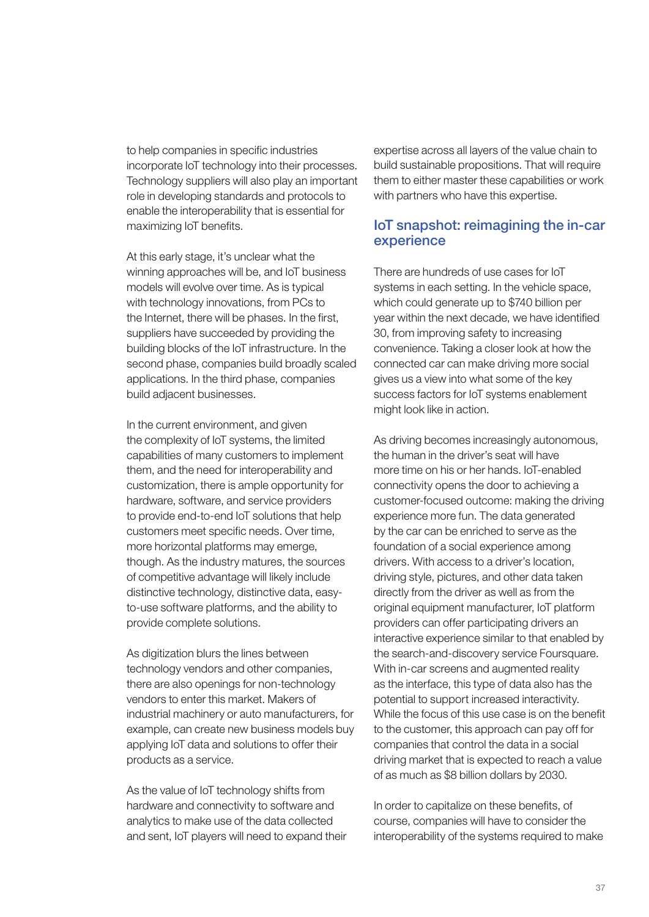to help companies in specific industries incorporate IoT technology into their processes. Technology suppliers will also play an important role in developing standards and protocols to enable the interoperability that is essential for maximizing IoT benefits.

At this early stage, it's unclear what the winning approaches will be, and IoT business models will evolve over time. As is typical with technology innovations, from PCs to the Internet, there will be phases. In the first, suppliers have succeeded by providing the building blocks of the IoT infrastructure. In the second phase, companies build broadly scaled applications. In the third phase, companies build adjacent businesses.

In the current environment, and given the complexity of IoT systems, the limited capabilities of many customers to implement them, and the need for interoperability and customization, there is ample opportunity for hardware, software, and service providers to provide end-to-end IoT solutions that help customers meet specific needs. Over time, more horizontal platforms may emerge, though. As the industry matures, the sources of competitive advantage will likely include distinctive technology, distinctive data, easy-to-use software platforms, and the ability to provide complete solutions.

As digitization blurs the lines between technology vendors and other companies, there are also openings for non-technology vendors to enter this market. Makers of industrial machinery or auto manufacturers, for example, can create new business models buy applying IoT data and solutions to offer their products as a service.

As the value of IoT technology shifts from hardware and connectivity to software and analytics to make use of the data collected and sent, IoT players will need to expand their expertise across all layers of the value chain to build sustainable propositions. That will require them to either master these capabilities or work with partners who have this expertise.

## IoT snapshot: reimagining the in-car experience

There are hundreds of use cases for IoT systems in each setting. In the vehicle space, which could generate up to $740 billion per year within the next decade, we have identified 30, from improving safety to increasing convenience. Taking a closer look at how the connected car can make driving more social gives us a view into what some of the key success factors for IoT systems enablement might look like in action.

As driving becomes increasingly autonomous, the human in the driver's seat will have more time on his or her hands. IoT-enabled connectivity opens the door to achieving a customer-focused outcome: making the driving experience more fun. The data generated by the car can be enriched to serve as the foundation of a social experience among drivers. With access to a driver's location, driving style, pictures, and other data taken directly from the driver as well as from the original equipment manufacturer, IoT platform providers can offer participating drivers an interactive experience similar to that enabled by the search-and-discovery service Foursquare. With in-car screens and augmented reality as the interface, this type of data also has the potential to support increased interactivity. While the focus of this use case is on the benefit to the customer, this approach can pay off for companies that control the data in a social driving market that is expected to reach a value of as much as $8 billion dollars by 2030.

In order to capitalize on these benefits, of course, companies will have to consider the interoperability of the systems required to make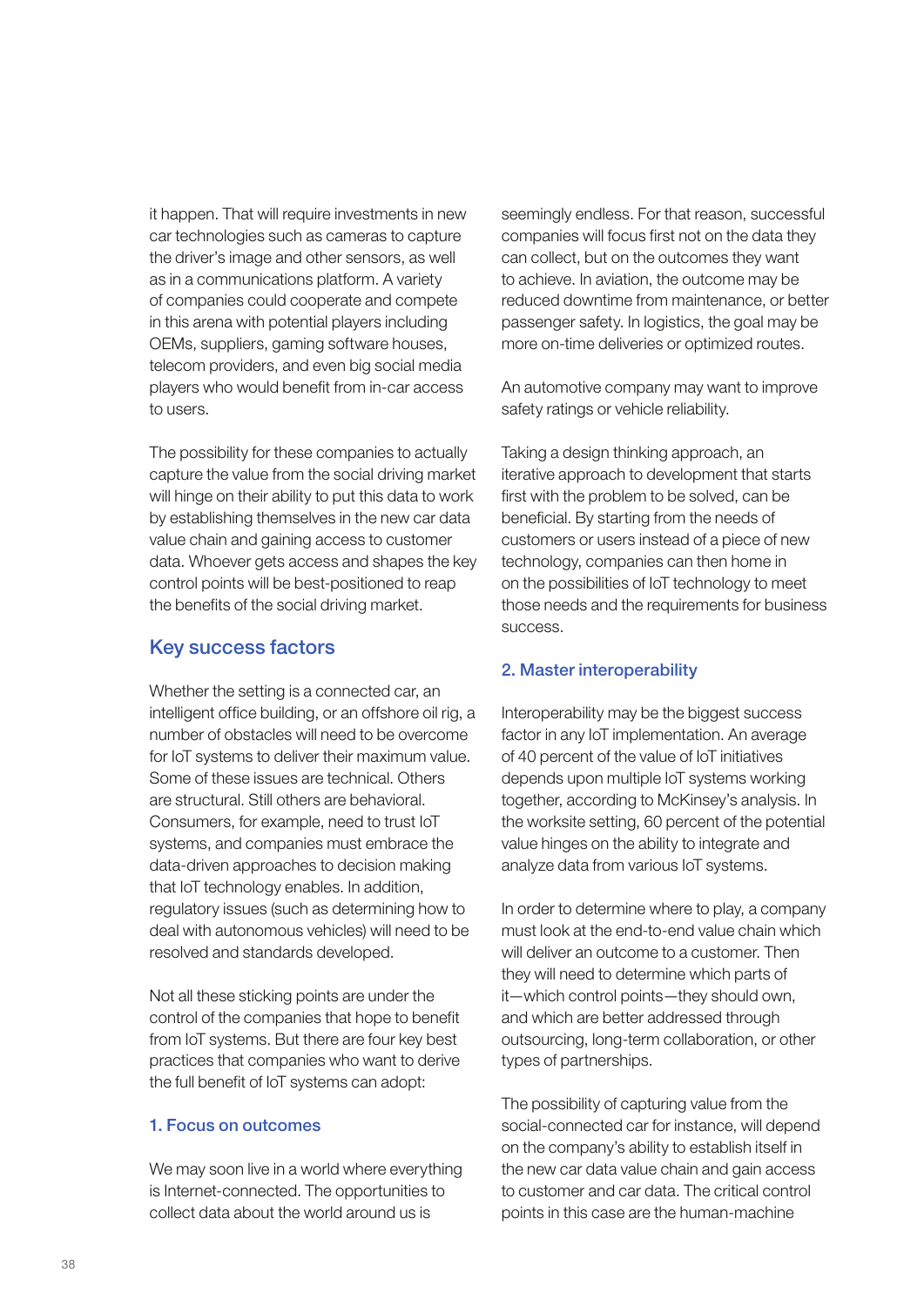it happen. That will require investments in new car technologies such as cameras to capture the driver's image and other sensors, as well as in a communications platform. A variety of companies could cooperate and compete in this arena with potential players including OEMs, suppliers, gaming software houses, telecom providers, and even big social media players who would benefit from in-car access to users.

The possibility for these companies to actually capture the value from the social driving market will hinge on their ability to put this data to work by establishing themselves in the new car data value chain and gaining access to customer data. Whoever gets access and shapes the key control points will be best-positioned to reap the benefits of the social driving market.

## Key success factors

Whether the setting is a connected car, an intelligent office building, or an offshore oil rig, a number of obstacles will need to be overcome for IoT systems to deliver their maximum value. Some of these issues are technical. Others are structural. Still others are behavioral. Consumers, for example, need to trust IoT systems, and companies must embrace the data-driven approaches to decision making that IoT technology enables. In addition, regulatory issues (such as determining how to deal with autonomous vehicles) will need to be resolved and standards developed.

Not all these sticking points are under the control of the companies that hope to benefit from IoT systems. But there are four key best practices that companies who want to derive the full benefit of IoT systems can adopt:

### 1. Focus on outcomes

We may soon live in a world where everything is Internet-connected. The opportunities to collect data about the world around us is seemingly endless. For that reason, successful companies will focus first not on the data they can collect, but on the outcomes they want to achieve. In aviation, the outcome may be reduced downtime from maintenance, or better passenger safety. In logistics, the goal may be more on-time deliveries or optimized routes.

An automotive company may want to improve safety ratings or vehicle reliability.

Taking a design thinking approach, an iterative approach to development that starts first with the problem to be solved, can be beneficial. By starting from the needs of customers or users instead of a piece of new technology, companies can then home in on the possibilities of IoT technology to meet those needs and the requirements for business success.

### 2. Master interoperability

Interoperability may be the biggest success factor in any IoT implementation. An average of 40 percent of the value of IoT initiatives depends upon multiple IoT systems working together, according to McKinsey's analysis. In the worksite setting, 60 percent of the potential value hinges on the ability to integrate and analyze data from various IoT systems.

In order to determine where to play, a company must look at the end-to-end value chain which will deliver an outcome to a customer. Then they will need to determine which parts of it—which control points—they should own, and which are better addressed through outsourcing, long-term collaboration, or other types of partnerships.

The possibility of capturing value from the social-connected car for instance, will depend on the company's ability to establish itself in the new car data value chain and gain access to customer and car data. The critical control points in this case are the human-machine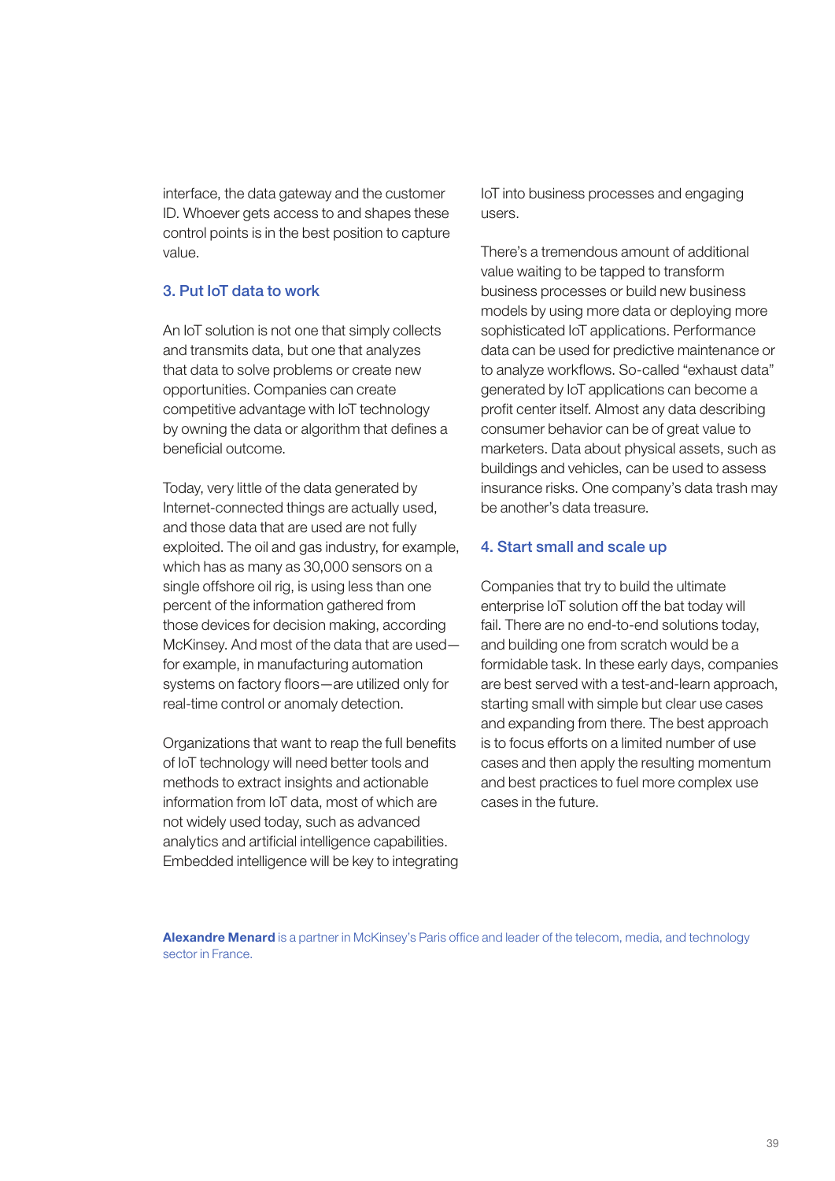interface, the data gateway and the customer ID. Whoever gets access to and shapes these control points is in the best position to capture value.

### 3. Put IoT data to work

An IoT solution is not one that simply collects and transmits data, but one that analyzes that data to solve problems or create new opportunities. Companies can create competitive advantage with IoT technology by owning the data or algorithm that defines a beneficial outcome.

Today, very little of the data generated by Internet-connected things are actually used, and those data that are used are not fully exploited. The oil and gas industry, for example, which has as many as 30,000 sensors on a single offshore oil rig, is using less than one percent of the information gathered from those devices for decision making, according McKinsey. And most of the data that are used—for example, in manufacturing automation systems on factory floors—are utilized only for real-time control or anomaly detection.

Organizations that want to reap the full benefits of IoT technology will need better tools and methods to extract insights and actionable information from IoT data, most of which are not widely used today, such as advanced analytics and artificial intelligence capabilities. Embedded intelligence will be key to integrating IoT into business processes and engaging users.

There's a tremendous amount of additional value waiting to be tapped to transform business processes or build new business models by using more data or deploying more sophisticated IoT applications. Performance data can be used for predictive maintenance or to analyze workflows. So-called "exhaust data" generated by IoT applications can become a profit center itself. Almost any data describing consumer behavior can be of great value to marketers. Data about physical assets, such as buildings and vehicles, can be used to assess insurance risks. One company's data trash may be another's data treasure.

### 4. Start small and scale up

Companies that try to build the ultimate enterprise IoT solution off the bat today will fail. There are no end-to-end solutions today, and building one from scratch would be a formidable task. In these early days, companies are best served with a test-and-learn approach, starting small with simple but clear use cases and expanding from there. The best approach is to focus efforts on a limited number of use cases and then apply the resulting momentum and best practices to fuel more complex use cases in the future.

**Alexandre Menard** is a partner in McKinsey's Paris office and leader of the telecom, media, and technology sector in France.